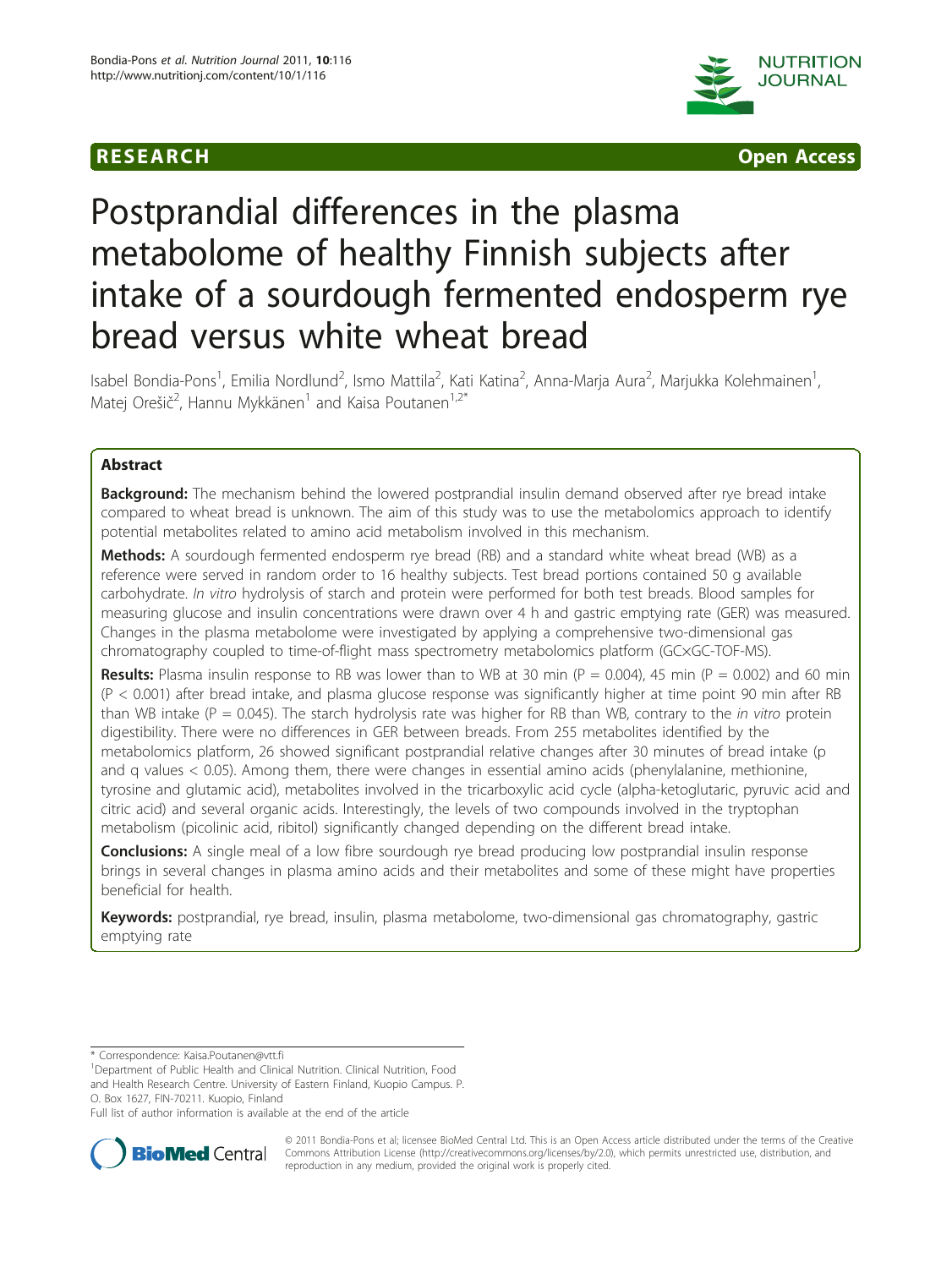RESEARCH Open Access

# Postprandial differences in the plasma metabolome of healthy Finnish subjects after intake of a sourdough fermented endosperm rye bread versus white wheat bread

Isabel Bondia-Pons[1], Emilia Nordlund[2], Ismo Mattila[2], Kati Katina[2], Anna-Marja Aura[2], Marjukka Kolehmainen[1], Matej Orešič[2], Hannu Mykkänen[1] and Kaisa Poutanen[1,2*]

## Abstract

**Background:** The mechanism behind the lowered postprandial insulin demand observed after rye bread intake compared to wheat bread is unknown. The aim of this study was to use the metabolomics approach to identify potential metabolites related to amino acid metabolism involved in this mechanism.

**Methods:** A sourdough fermented endosperm rye bread (RB) and a standard white wheat bread (WB) as a reference were served in random order to 16 healthy subjects. Test bread portions contained 50 g available carbohydrate. *In vitro* hydrolysis of starch and protein were performed for both test breads. Blood samples for measuring glucose and insulin concentrations were drawn over 4 h and gastric emptying rate (GER) was measured. Changes in the plasma metabolome were investigated by applying a comprehensive two-dimensional gas chromatography coupled to time-of-flight mass spectrometry metabolomics platform (GC×GC-TOF-MS).

**Results:** Plasma insulin response to RB was lower than to WB at 30 min ($P = 0.004$), 45 min ($P = 0.002$) and 60 min ($P < 0.001$) after bread intake, and plasma glucose response was significantly higher at time point 90 min after RB than WB intake ($P = 0.045$). The starch hydrolysis rate was higher for RB than WB, contrary to the *in vitro* protein digestibility. There were no differences in GER between breads. From 255 metabolites identified by the metabolomics platform, 26 showed significant postprandial relative changes after 30 minutes of bread intake (p and q values < 0.05). Among them, there were changes in essential amino acids (phenylalanine, methionine, tyrosine and glutamic acid), metabolites involved in the tricarboxylic acid cycle (alpha-ketoglutaric, pyruvic acid and citric acid) and several organic acids. Interestingly, the levels of two compounds involved in the tryptophan metabolism (picolinic acid, ribitol) significantly changed depending on the different bread intake.

**Conclusions:** A single meal of a low fibre sourdough rye bread producing low postprandial insulin response brings in several changes in plasma amino acids and their metabolites and some of these might have properties beneficial for health.

**Keywords:** postprandial, rye bread, insulin, plasma metabolome, two-dimensional gas chromatography, gastric emptying rate

---

\* Correspondence: Kaisa.Poutanen@vtt.fi

[1]Department of Public Health and Clinical Nutrition. Clinical Nutrition, Food and Health Research Centre. University of Eastern Finland, Kuopio Campus. P. O. Box 1627, FIN-70211. Kuopio, Finland

Full list of author information is available at the end of the article

© 2011 Bondia-Pons et al; licensee BioMed Central Ltd. This is an Open Access article distributed under the terms of the Creative Commons Attribution License (http://creativecommons.org/licenses/by/2.0), which permits unrestricted use, distribution, and reproduction in any medium, provided the original work is properly cited.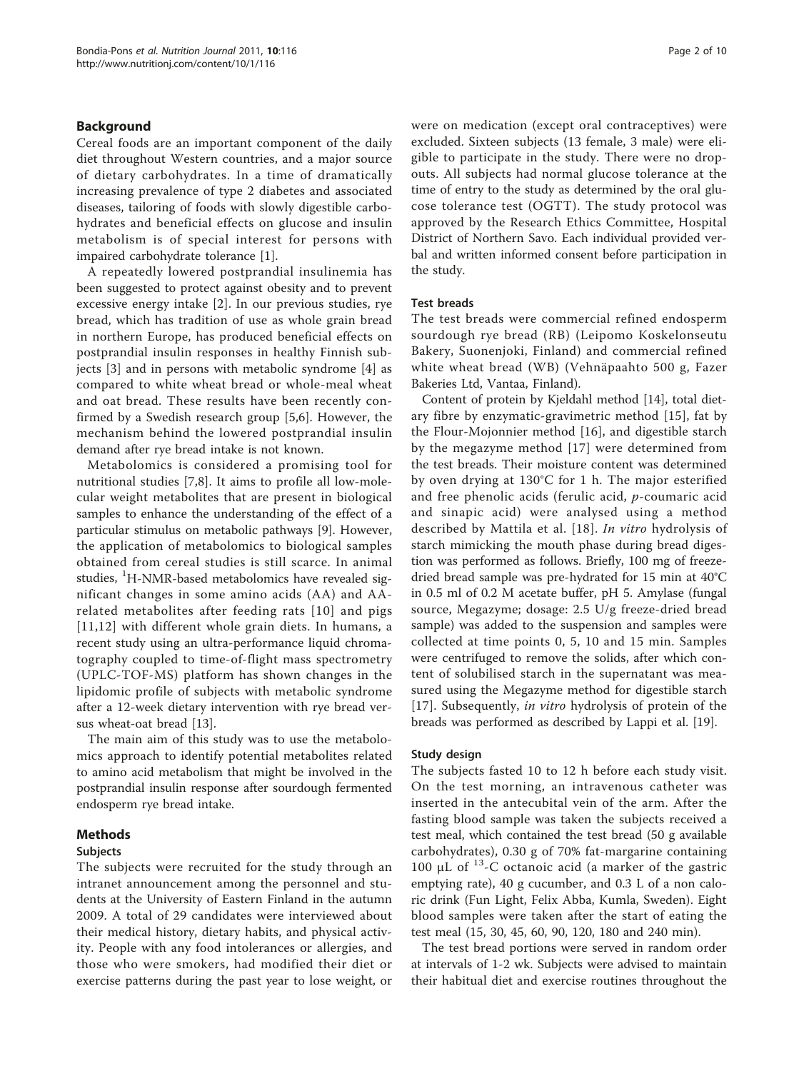## Background

Cereal foods are an important component of the daily diet throughout Western countries, and a major source of dietary carbohydrates. In a time of dramatically increasing prevalence of type 2 diabetes and associated diseases, tailoring of foods with slowly digestible carbohydrates and beneficial effects on glucose and insulin metabolism is of special interest for persons with impaired carbohydrate tolerance [1].

A repeatedly lowered postprandial insulinemia has been suggested to protect against obesity and to prevent excessive energy intake [2]. In our previous studies, rye bread, which has tradition of use as whole grain bread in northern Europe, has produced beneficial effects on postprandial insulin responses in healthy Finnish subjects [3] and in persons with metabolic syndrome [4] as compared to white wheat bread or whole-meal wheat and oat bread. These results have been recently confirmed by a Swedish research group [5,6]. However, the mechanism behind the lowered postprandial insulin demand after rye bread intake is not known.

Metabolomics is considered a promising tool for nutritional studies [7,8]. It aims to profile all low-molecular weight metabolites that are present in biological samples to enhance the understanding of the effect of a particular stimulus on metabolic pathways [9]. However, the application of metabolomics to biological samples obtained from cereal studies is still scarce. In animal studies, $^{1}$H-NMR-based metabolomics have revealed significant changes in some amino acids (AA) and AA-related metabolites after feeding rats [10] and pigs [11,12] with different whole grain diets. In humans, a recent study using an ultra-performance liquid chromatography coupled to time-of-flight mass spectrometry (UPLC-TOF-MS) platform has shown changes in the lipidomic profile of subjects with metabolic syndrome after a 12-week dietary intervention with rye bread versus wheat-oat bread [13].

The main aim of this study was to use the metabolomics approach to identify potential metabolites related to amino acid metabolism that might be involved in the postprandial insulin response after sourdough fermented endosperm rye bread intake.

## Methods

### Subjects

The subjects were recruited for the study through an intranet announcement among the personnel and students at the University of Eastern Finland in the autumn 2009. A total of 29 candidates were interviewed about their medical history, dietary habits, and physical activity. People with any food intolerances or allergies, and those who were smokers, had modified their diet or exercise patterns during the past year to lose weight, or were on medication (except oral contraceptives) were excluded. Sixteen subjects (13 female, 3 male) were eligible to participate in the study. There were no dropouts. All subjects had normal glucose tolerance at the time of entry to the study as determined by the oral glucose tolerance test (OGTT). The study protocol was approved by the Research Ethics Committee, Hospital District of Northern Savo. Each individual provided verbal and written informed consent before participation in the study.

### Test breads

The test breads were commercial refined endosperm sourdough rye bread (RB) (Leipomo Koskelonseutu Bakery, Suonenjoki, Finland) and commercial refined white wheat bread (WB) (Vehnäpaahto 500 g, Fazer Bakeries Ltd, Vantaa, Finland).

Content of protein by Kjeldahl method [14], total dietary fibre by enzymatic-gravimetric method [15], fat by the Flour-Mojonnier method [16], and digestible starch by the megazyme method [17] were determined from the test breads. Their moisture content was determined by oven drying at 130°C for 1 h. The major esterified and free phenolic acids (ferulic acid, *p*-coumaric acid and sinapic acid) were analysed using a method described by Mattila et al. [18]. *In vitro* hydrolysis of starch mimicking the mouth phase during bread digestion was performed as follows. Briefly, 100 mg of freeze-dried bread sample was pre-hydrated for 15 min at 40°C in 0.5 ml of 0.2 M acetate buffer, pH 5. Amylase (fungal source, Megazyme; dosage: 2.5 U/g freeze-dried bread sample) was added to the suspension and samples were collected at time points 0, 5, 10 and 15 min. Samples were centrifuged to remove the solids, after which content of solubilised starch in the supernatant was measured using the Megazyme method for digestible starch [17]. Subsequently, *in vitro* hydrolysis of protein of the breads was performed as described by Lappi et al. [19].

### Study design

The subjects fasted 10 to 12 h before each study visit. On the test morning, an intravenous catheter was inserted in the antecubital vein of the arm. After the fasting blood sample was taken the subjects received a test meal, which contained the test bread (50 g available carbohydrates), 0.30 g of 70% fat-margarine containing 100 μL of $^{13}$-C octanoic acid (a marker of the gastric emptying rate), 40 g cucumber, and 0.3 L of a non caloric drink (Fun Light, Felix Abba, Kumla, Sweden). Eight blood samples were taken after the start of eating the test meal (15, 30, 45, 60, 90, 120, 180 and 240 min).

The test bread portions were served in random order at intervals of 1-2 wk. Subjects were advised to maintain their habitual diet and exercise routines throughout the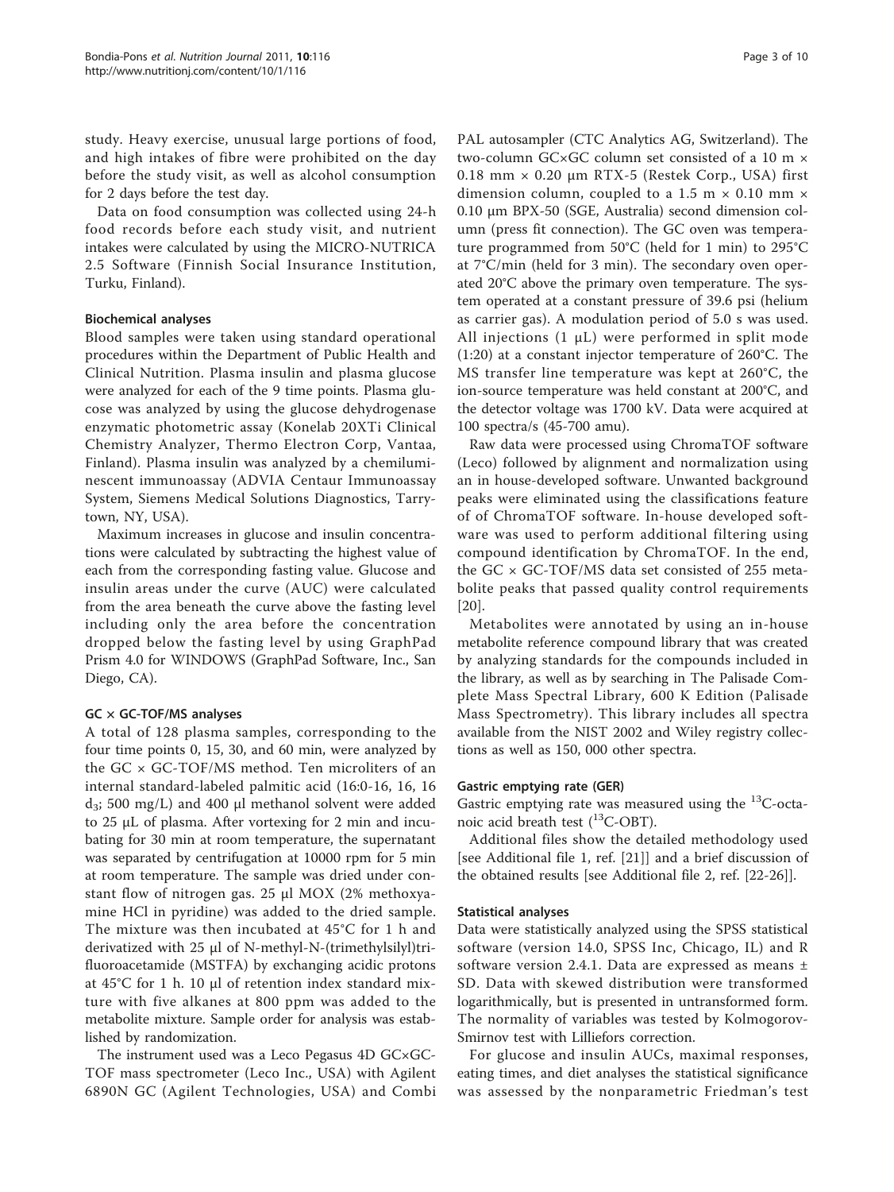study. Heavy exercise, unusual large portions of food, and high intakes of fibre were prohibited on the day before the study visit, as well as alcohol consumption for 2 days before the test day.

Data on food consumption was collected using 24-h food records before each study visit, and nutrient intakes were calculated by using the MICRO-NUTRICA 2.5 Software (Finnish Social Insurance Institution, Turku, Finland).

### Biochemical analyses

Blood samples were taken using standard operational procedures within the Department of Public Health and Clinical Nutrition. Plasma insulin and plasma glucose were analyzed for each of the 9 time points. Plasma glucose was analyzed by using the glucose dehydrogenase enzymatic photometric assay (Konelab 20XTi Clinical Chemistry Analyzer, Thermo Electron Corp, Vantaa, Finland). Plasma insulin was analyzed by a chemiluminescent immunoassay (ADVIA Centaur Immunoassay System, Siemens Medical Solutions Diagnostics, Tarrytown, NY, USA).

Maximum increases in glucose and insulin concentrations were calculated by subtracting the highest value of each from the corresponding fasting value. Glucose and insulin areas under the curve (AUC) were calculated from the area beneath the curve above the fasting level including only the area before the concentration dropped below the fasting level by using GraphPad Prism 4.0 for WINDOWS (GraphPad Software, Inc., San Diego, CA).

### GC × GC-TOF/MS analyses

A total of 128 plasma samples, corresponding to the four time points 0, 15, 30, and 60 min, were analyzed by the GC × GC-TOF/MS method. Ten microliters of an internal standard-labeled palmitic acid (16:0-16, 16, 16 $d_3$; 500 mg/L) and 400 µl methanol solvent were added to 25 µL of plasma. After vortexing for 2 min and incubating for 30 min at room temperature, the supernatant was separated by centrifugation at 10000 rpm for 5 min at room temperature. The sample was dried under constant flow of nitrogen gas. 25 µl MOX (2% methoxyamine HCl in pyridine) was added to the dried sample. The mixture was then incubated at 45°C for 1 h and derivatized with 25 µl of N-methyl-N-(trimethylsilyl)trifluoroacetamide (MSTFA) by exchanging acidic protons at 45°C for 1 h. 10 µl of retention index standard mixture with five alkanes at 800 ppm was added to the metabolite mixture. Sample order for analysis was established by randomization.

The instrument used was a Leco Pegasus 4D GC×GC-TOF mass spectrometer (Leco Inc., USA) with Agilent 6890N GC (Agilent Technologies, USA) and Combi PAL autosampler (CTC Analytics AG, Switzerland). The two-column GC×GC column set consisted of a 10 m × 0.18 mm × 0.20 µm RTX-5 (Restek Corp., USA) first dimension column, coupled to a 1.5 m × 0.10 mm × 0.10 µm BPX-50 (SGE, Australia) second dimension column (press fit connection). The GC oven was temperature programmed from 50°C (held for 1 min) to 295°C at 7°C/min (held for 3 min). The secondary oven operated 20°C above the primary oven temperature. The system operated at a constant pressure of 39.6 psi (helium as carrier gas). A modulation period of 5.0 s was used. All injections (1 µL) were performed in split mode (1:20) at a constant injector temperature of 260°C. The MS transfer line temperature was kept at 260°C, the ion-source temperature was held constant at 200°C, and the detector voltage was 1700 kV. Data were acquired at 100 spectra/s (45-700 amu).

Raw data were processed using ChromaTOF software (Leco) followed by alignment and normalization using an in house-developed software. Unwanted background peaks were eliminated using the classifications feature of of ChromaTOF software. In-house developed software was used to perform additional filtering using compound identification by ChromaTOF. In the end, the GC × GC-TOF/MS data set consisted of 255 metabolite peaks that passed quality control requirements [20].

Metabolites were annotated by using an in-house metabolite reference compound library that was created by analyzing standards for the compounds included in the library, as well as by searching in The Palisade Complete Mass Spectral Library, 600 K Edition (Palisade Mass Spectrometry). This library includes all spectra available from the NIST 2002 and Wiley registry collections as well as 150, 000 other spectra.

### Gastric emptying rate (GER)

Gastric emptying rate was measured using the $^{13}$C-octanoic acid breath test ($^{13}$C-OBT).

Additional files show the detailed methodology used [see Additional file 1, ref. [21]] and a brief discussion of the obtained results [see Additional file 2, ref. [22-26]].

### Statistical analyses

Data were statistically analyzed using the SPSS statistical software (version 14.0, SPSS Inc, Chicago, IL) and R software version 2.4.1. Data are expressed as means ± SD. Data with skewed distribution were transformed logarithmically, but is presented in untransformed form. The normality of variables was tested by Kolmogorov-Smirnov test with Lilliefors correction.

For glucose and insulin AUCs, maximal responses, eating times, and diet analyses the statistical significance was assessed by the nonparametric Friedman's test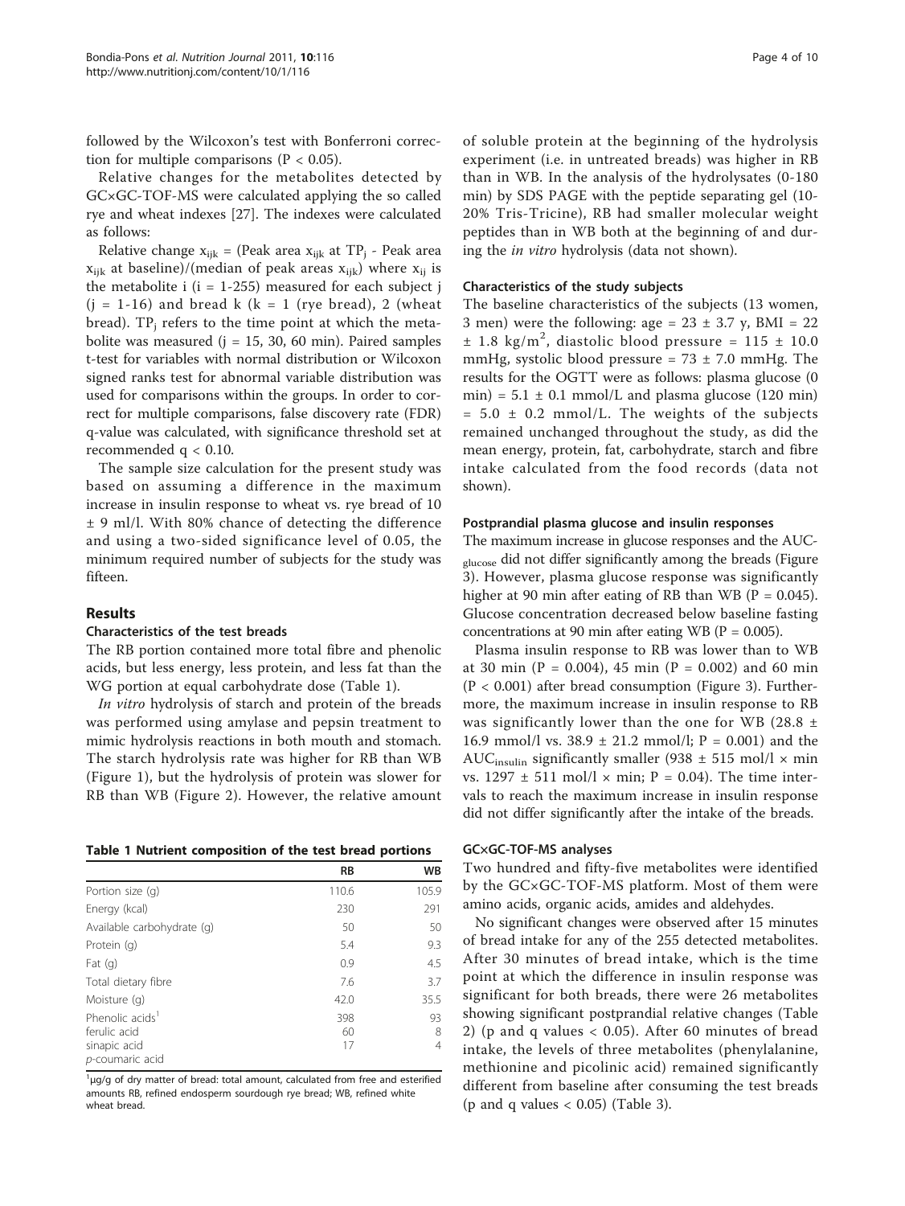followed by the Wilcoxon's test with Bonferroni correction for multiple comparisons ($P < 0.05$).

Relative changes for the metabolites detected by GC×GC-TOF-MS were calculated applying the so called rye and wheat indexes [27]. The indexes were calculated as follows:

Relative change $x_{ijk}$ = (Peak area $x_{ijk}$ at $TP_j$ - Peak area $x_{ijk}$ at baseline)/(median of peak areas $x_{ijk}$) where $x_{ij}$ is the metabolite i (i = 1-255) measured for each subject j (j = 1-16) and bread k (k = 1 (rye bread), 2 (wheat bread). $TP_j$ refers to the time point at which the metabolite was measured (j = 15, 30, 60 min). Paired samples t-test for variables with normal distribution or Wilcoxon signed ranks test for abnormal variable distribution was used for comparisons within the groups. In order to correct for multiple comparisons, false discovery rate (FDR) q-value was calculated, with significance threshold set at recommended $q < 0.10$.

The sample size calculation for the present study was based on assuming a difference in the maximum increase in insulin response to wheat vs. rye bread of 10 ± 9 ml/l. With 80% chance of detecting the difference and using a two-sided significance level of 0.05, the minimum required number of subjects for the study was fifteen.

## Results

### Characteristics of the test breads

The RB portion contained more total fibre and phenolic acids, but less energy, less protein, and less fat than the WG portion at equal carbohydrate dose (Table 1).

*In vitro* hydrolysis of starch and protein of the breads was performed using amylase and pepsin treatment to mimic hydrolysis reactions in both mouth and stomach. The starch hydrolysis rate was higher for RB than WB (Figure 1), but the hydrolysis of protein was slower for RB than WB (Figure 2). However, the relative amount of soluble protein at the beginning of the hydrolysis experiment (i.e. in untreated breads) was higher in RB than in WB. In the analysis of the hydrolysates (0-180 min) by SDS PAGE with the peptide separating gel (10-20% Tris-Tricine), RB had smaller molecular weight peptides than in WB both at the beginning of and during the *in vitro* hydrolysis (data not shown).

**Table 1 Nutrient composition of the test bread portions**

| | RB | WB |
|---|---|---|
| Portion size (g) | 110.6 | 105.9 |
| Energy (kcal) | 230 | 291 |
| Available carbohydrate (g) | 50 | 50 |
| Protein (g) | 5.4 | 9.3 |
| Fat (g) | 0.9 | 4.5 |
| Total dietary fibre | 7.6 | 3.7 |
| Moisture (g) | 42.0 | 35.5 |
| Phenolic acids[1] | | |
| ferulic acid | 398 | 93 |
| sinapic acid | 60 | 8 |
| *p*-coumaric acid | 17 | 4 |

[1]μg/g of dry matter of bread: total amount, calculated from free and esterified amounts RB, refined endosperm sourdough rye bread; WB, refined white wheat bread.

### Characteristics of the study subjects

The baseline characteristics of the subjects (13 women, 3 men) were the following: age = 23 ± 3.7 y, BMI = 22 ± 1.8 kg/m$^2$, diastolic blood pressure = 115 ± 10.0 mmHg, systolic blood pressure = 73 ± 7.0 mmHg. The results for the OGTT were as follows: plasma glucose (0 min) = 5.1 ± 0.1 mmol/L and plasma glucose (120 min) = 5.0 ± 0.2 mmol/L. The weights of the subjects remained unchanged throughout the study, as did the mean energy, protein, fat, carbohydrate, starch and fibre intake calculated from the food records (data not shown).

### Postprandial plasma glucose and insulin responses

The maximum increase in glucose responses and the $AUC_{glucose}$ did not differ significantly among the breads (Figure 3). However, plasma glucose response was significantly higher at 90 min after eating of RB than WB ($P = 0.045$). Glucose concentration decreased below baseline fasting concentrations at 90 min after eating WB ($P = 0.005$).

Plasma insulin response to RB was lower than to WB at 30 min ($P = 0.004$), 45 min ($P = 0.002$) and 60 min ($P < 0.001$) after bread consumption (Figure 3). Furthermore, the maximum increase in insulin response to RB was significantly lower than the one for WB (28.8 ± 16.9 mmol/l vs. 38.9 ± 21.2 mmol/l; $P = 0.001$) and the $AUC_{insulin}$ significantly smaller (938 ± 515 mol/l × min vs. 1297 ± 511 mol/l × min; $P = 0.04$). The time intervals to reach the maximum increase in insulin response did not differ significantly after the intake of the breads.

### GC×GC-TOF-MS analyses

Two hundred and fifty-five metabolites were identified by the GC×GC-TOF-MS platform. Most of them were amino acids, organic acids, amides and aldehydes.

No significant changes were observed after 15 minutes of bread intake for any of the 255 detected metabolites. After 30 minutes of bread intake, which is the time point at which the difference in insulin response was significant for both breads, there were 26 metabolites showing significant postprandial relative changes (Table 2) (p and q values < 0.05). After 60 minutes of bread intake, the levels of three metabolites (phenylalanine, methionine and picolinic acid) remained significantly different from baseline after consuming the test breads (p and q values < 0.05) (Table 3).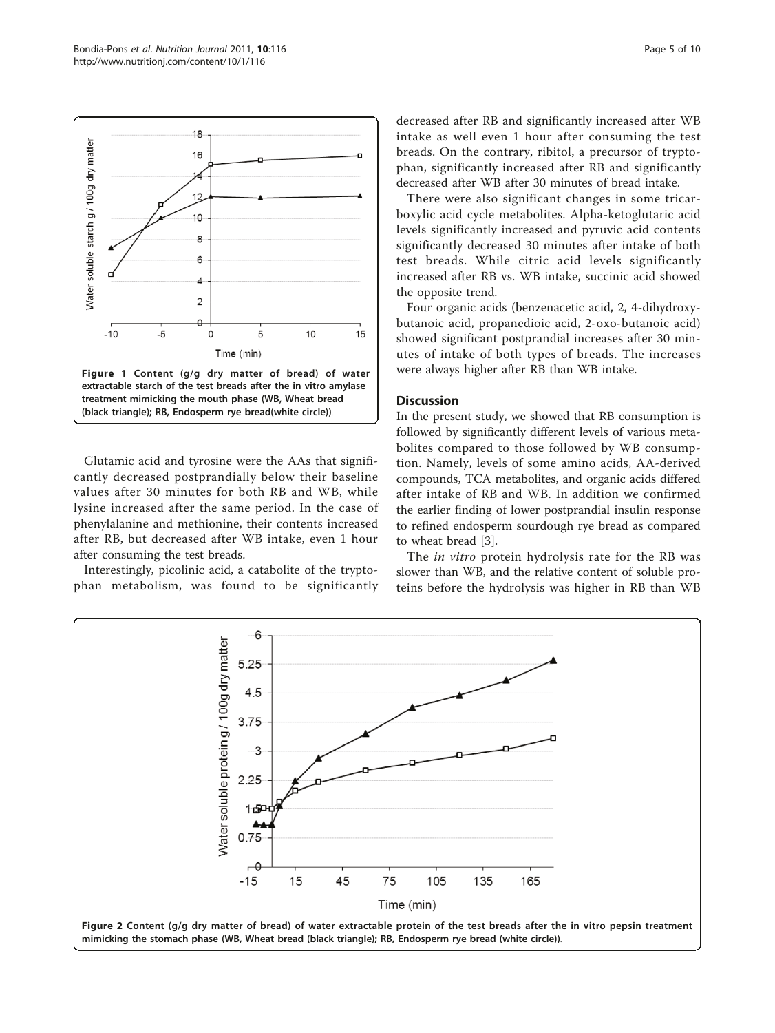Figure 1 Content (g/g dry matter of bread) of water extractable starch of the test breads after the in vitro amylase treatment mimicking the mouth phase (WB, Wheat bread (black triangle); RB, Endosperm rye bread(white circle)).

Glutamic acid and tyrosine were the AAs that significantly decreased postprandially below their baseline values after 30 minutes for both RB and WB, while lysine increased after the same period. In the case of phenylalanine and methionine, their contents increased after RB, but decreased after WB intake, even 1 hour after consuming the test breads.

Interestingly, picolinic acid, a catabolite of the tryptophan metabolism, was found to be significantly decreased after RB and significantly increased after WB intake as well even 1 hour after consuming the test breads. On the contrary, ribitol, a precursor of tryptophan, significantly increased after RB and significantly decreased after WB after 30 minutes of bread intake.

There were also significant changes in some tricarboxylic acid cycle metabolites. Alpha-ketoglutaric acid levels significantly increased and pyruvic acid contents significantly decreased 30 minutes after intake of both test breads. While citric acid levels significantly increased after RB vs. WB intake, succinic acid showed the opposite trend.

Four organic acids (benzenacetic acid, 2, 4-dihydroxybutanoic acid, propanedioic acid, 2-oxo-butanoic acid) showed significant postprandial increases after 30 minutes of intake of both types of breads. The increases were always higher after RB than WB intake.

## Discussion

In the present study, we showed that RB consumption is followed by significantly different levels of various metabolites compared to those followed by WB consumption. Namely, levels of some amino acids, AA-derived compounds, TCA metabolites, and organic acids differed after intake of RB and WB. In addition we confirmed the earlier finding of lower postprandial insulin response to refined endosperm sourdough rye bread as compared to wheat bread [3].

The *in vitro* protein hydrolysis rate for the RB was slower than WB, and the relative content of soluble proteins before the hydrolysis was higher in RB than WB

Figure 2 Content (g/g dry matter of bread) of water extractable protein of the test breads after the in vitro pepsin treatment mimicking the stomach phase (WB, Wheat bread (black triangle); RB, Endosperm rye bread (white circle)).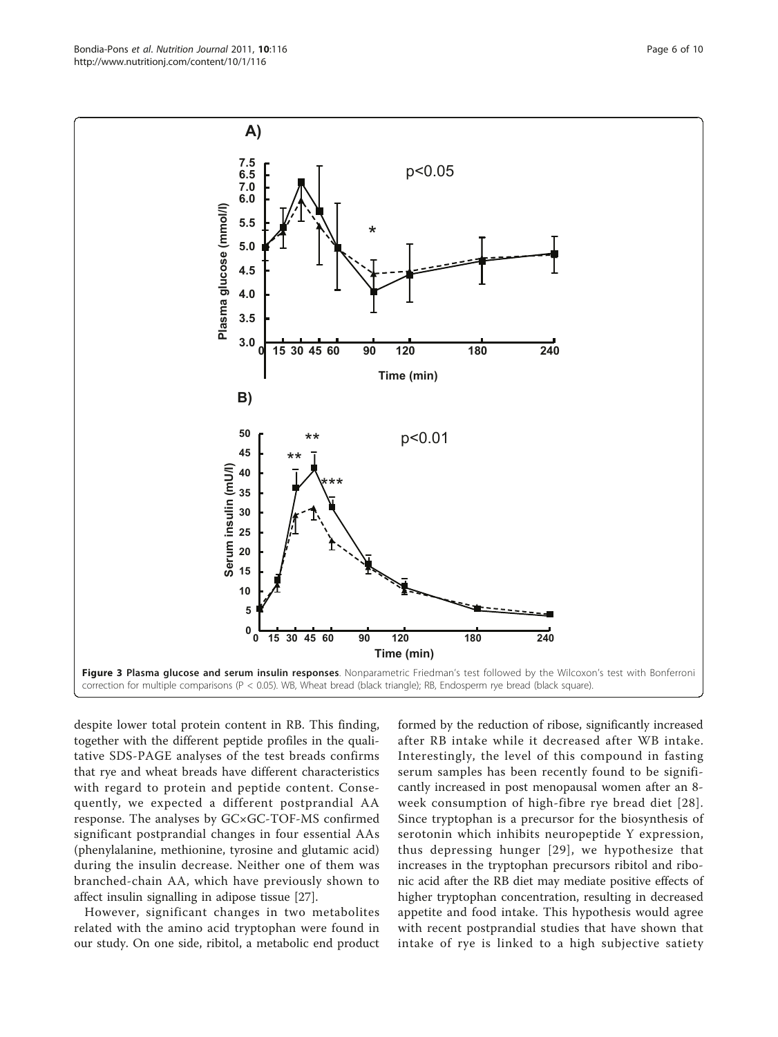**Figure 3 Plasma glucose and serum insulin responses**. Nonparametric Friedman's test followed by the Wilcoxon's test with Bonferroni correction for multiple comparisons (P < 0.05). WB, Wheat bread (black triangle); RB, Endosperm rye bread (black square).

despite lower total protein content in RB. This finding, together with the different peptide profiles in the qualitative SDS-PAGE analyses of the test breads confirms that rye and wheat breads have different characteristics with regard to protein and peptide content. Consequently, we expected a different postprandial AA response. The analyses by GC×GC-TOF-MS confirmed significant postprandial changes in four essential AAs (phenylalanine, methionine, tyrosine and glutamic acid) during the insulin decrease. Neither one of them was branched-chain AA, which have previously shown to affect insulin signalling in adipose tissue [27].

However, significant changes in two metabolites related with the amino acid tryptophan were found in our study. On one side, ribitol, a metabolic end product formed by the reduction of ribose, significantly increased after RB intake while it decreased after WB intake. Interestingly, the level of this compound in fasting serum samples has been recently found to be significantly increased in post menopausal women after an 8-week consumption of high-fibre rye bread diet [28]. Since tryptophan is a precursor for the biosynthesis of serotonin which inhibits neuropeptide Y expression, thus depressing hunger [29], we hypothesize that increases in the tryptophan precursors ribitol and ribonic acid after the RB diet may mediate positive effects of higher tryptophan concentration, resulting in decreased appetite and food intake. This hypothesis would agree with recent postprandial studies that have shown that intake of rye is linked to a high subjective satiety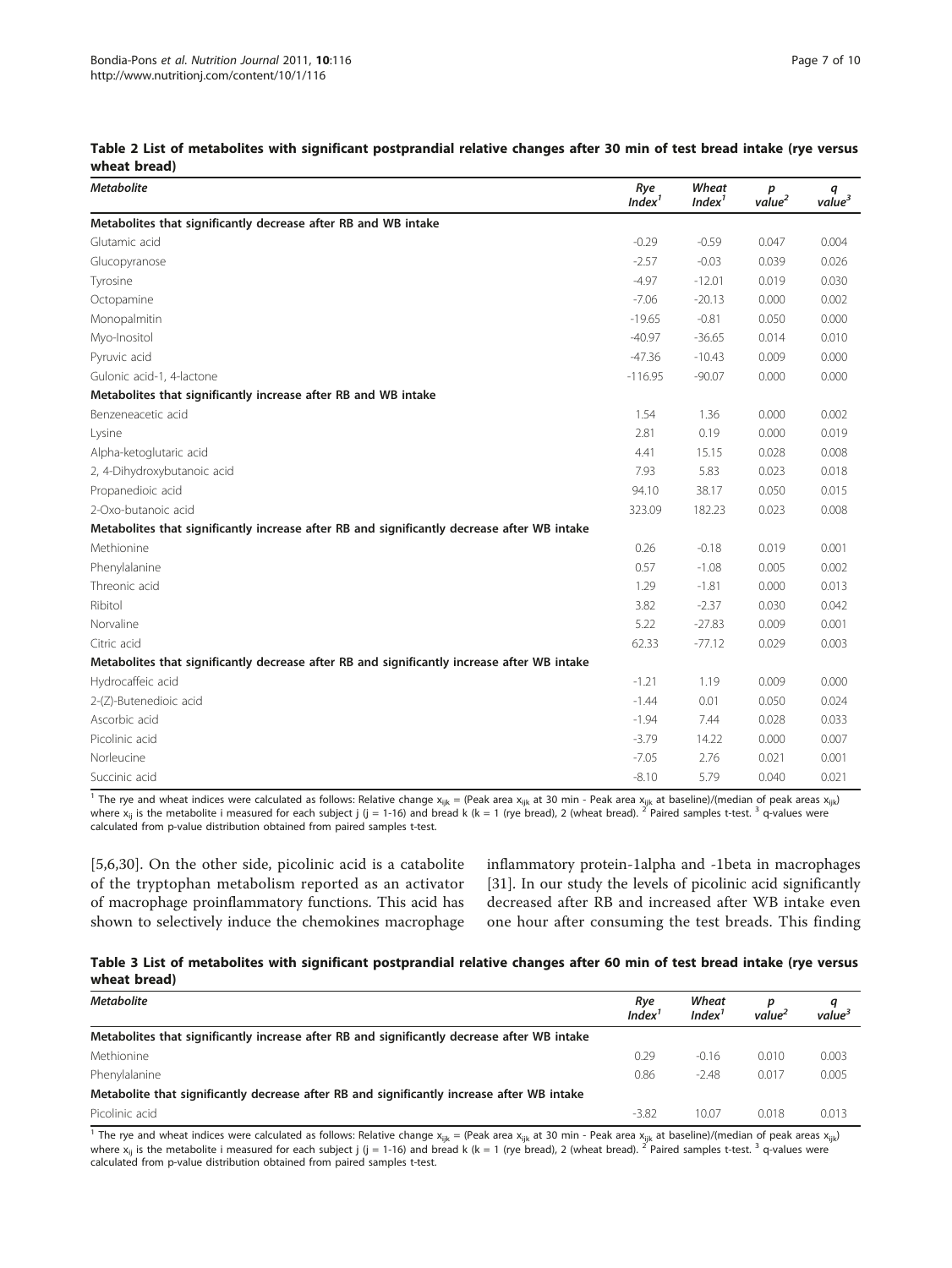**Table 2 List of metabolites with significant postprandial relative changes after 30 min of test bread intake (rye versus wheat bread)**

| Metabolite | Rye Index[1] | Wheat Index[1] | p value[2] | q value[3] |
|---|---|---|---|---|
| **Metabolites that significantly decrease after RB and WB intake** | | | | |
| Glutamic acid | -0.29 | -0.59 | 0.047 | 0.004 |
| Glucopyranose | -2.57 | -0.03 | 0.039 | 0.026 |
| Tyrosine | -4.97 | -12.01 | 0.019 | 0.030 |
| Octopamine | -7.06 | -20.13 | 0.000 | 0.002 |
| Monopalmitin | -19.65 | -0.81 | 0.050 | 0.000 |
| Myo-Inositol | -40.97 | -36.65 | 0.014 | 0.010 |
| Pyruvic acid | -47.36 | -10.43 | 0.009 | 0.000 |
| Gulonic acid-1, 4-lactone | -116.95 | -90.07 | 0.000 | 0.000 |
| **Metabolites that significantly increase after RB and WB intake** | | | | |
| Benzeneacetic acid | 1.54 | 1.36 | 0.000 | 0.002 |
| Lysine | 2.81 | 0.19 | 0.000 | 0.019 |
| Alpha-ketoglutaric acid | 4.41 | 15.15 | 0.028 | 0.008 |
| 2, 4-Dihydroxybutanoic acid | 7.93 | 5.83 | 0.023 | 0.018 |
| Propanedioic acid | 94.10 | 38.17 | 0.050 | 0.015 |
| 2-Oxo-butanoic acid | 323.09 | 182.23 | 0.023 | 0.008 |
| **Metabolites that significantly increase after RB and significantly decrease after WB intake** | | | | |
| Methionine | 0.26 | -0.18 | 0.019 | 0.001 |
| Phenylalanine | 0.57 | -1.08 | 0.005 | 0.002 |
| Threonic acid | 1.29 | -1.81 | 0.000 | 0.013 |
| Ribitol | 3.82 | -2.37 | 0.030 | 0.042 |
| Norvaline | 5.22 | -27.83 | 0.009 | 0.001 |
| Citric acid | 62.33 | -77.12 | 0.029 | 0.003 |
| **Metabolites that significantly decrease after RB and significantly increase after WB intake** | | | | |
| Hydrocaffeic acid | -1.21 | 1.19 | 0.009 | 0.000 |
| 2-(Z)-Butenedioic acid | -1.44 | 0.01 | 0.050 | 0.024 |
| Ascorbic acid | -1.94 | 7.44 | 0.028 | 0.033 |
| Picolinic acid | -3.79 | 14.22 | 0.000 | 0.007 |
| Norleucine | -7.05 | 2.76 | 0.021 | 0.001 |
| Succinic acid | -8.10 | 5.79 | 0.040 | 0.021 |

[1] The rye and wheat indices were calculated as follows: Relative change $x_{ijk}$ = (Peak area $x_{ijk}$ at 30 min - Peak area $x_{ijk}$ at baseline)/(median of peak areas $x_{ijk}$) where $x_{ij}$ is the metabolite i measured for each subject j (j = 1-16) and bread k (k = 1 (rye bread), 2 (wheat bread). [2] Paired samples t-test. [3] q-values were calculated from p-value distribution obtained from paired samples t-test.

[5,6,30]. On the other side, picolinic acid is a catabolite of the tryptophan metabolism reported as an activator of macrophage proinflammatory functions. This acid has shown to selectively induce the chemokines macrophage inflammatory protein-1alpha and -1beta in macrophages [31]. In our study the levels of picolinic acid significantly decreased after RB and increased after WB intake even one hour after consuming the test breads. This finding

**Table 3 List of metabolites with significant postprandial relative changes after 60 min of test bread intake (rye versus wheat bread)**

| Metabolite | Rye Index[1] | Wheat Index[1] | p value[2] | q value[3] |
|---|---|---|---|---|
| **Metabolites that significantly increase after RB and significantly decrease after WB intake** | | | | |
| Methionine | 0.29 | -0.16 | 0.010 | 0.003 |
| Phenylalanine | 0.86 | -2.48 | 0.017 | 0.005 |
| **Metabolite that significantly decrease after RB and significantly increase after WB intake** | | | | |
| Picolinic acid | -3.82 | 10.07 | 0.018 | 0.013 |

[1] The rye and wheat indices were calculated as follows: Relative change $x_{ijk}$ = (Peak area $x_{ijk}$ at 30 min - Peak area $x_{ijk}$ at baseline)/(median of peak areas $x_{ijk}$) where $x_{ij}$ is the metabolite i measured for each subject j (j = 1-16) and bread k (k = 1 (rye bread), 2 (wheat bread). [2] Paired samples t-test. [3] q-values were calculated from p-value distribution obtained from paired samples t-test.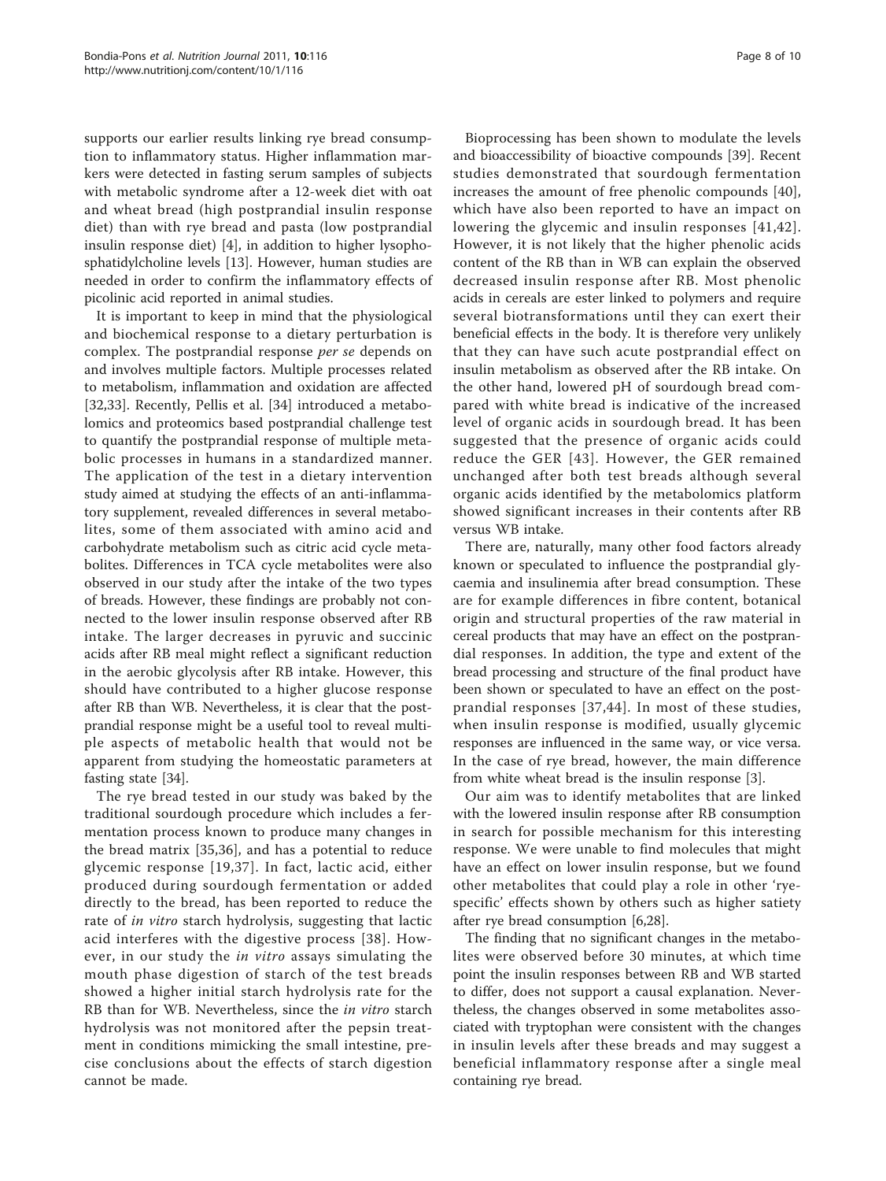supports our earlier results linking rye bread consumption to inflammatory status. Higher inflammation markers were detected in fasting serum samples of subjects with metabolic syndrome after a 12-week diet with oat and wheat bread (high postprandial insulin response diet) than with rye bread and pasta (low postprandial insulin response diet) [4], in addition to higher lysophosphatidylcholine levels [13]. However, human studies are needed in order to confirm the inflammatory effects of picolinic acid reported in animal studies.

It is important to keep in mind that the physiological and biochemical response to a dietary perturbation is complex. The postprandial response *per se* depends on and involves multiple factors. Multiple processes related to metabolism, inflammation and oxidation are affected [32,33]. Recently, Pellis et al. [34] introduced a metabolomics and proteomics based postprandial challenge test to quantify the postprandial response of multiple metabolic processes in humans in a standardized manner. The application of the test in a dietary intervention study aimed at studying the effects of an anti-inflammatory supplement, revealed differences in several metabolites, some of them associated with amino acid and carbohydrate metabolism such as citric acid cycle metabolites. Differences in TCA cycle metabolites were also observed in our study after the intake of the two types of breads. However, these findings are probably not connected to the lower insulin response observed after RB intake. The larger decreases in pyruvic and succinic acids after RB meal might reflect a significant reduction in the aerobic glycolysis after RB intake. However, this should have contributed to a higher glucose response after RB than WB. Nevertheless, it is clear that the postprandial response might be a useful tool to reveal multiple aspects of metabolic health that would not be apparent from studying the homeostatic parameters at fasting state [34].

The rye bread tested in our study was baked by the traditional sourdough procedure which includes a fermentation process known to produce many changes in the bread matrix [35,36], and has a potential to reduce glycemic response [19,37]. In fact, lactic acid, either produced during sourdough fermentation or added directly to the bread, has been reported to reduce the rate of *in vitro* starch hydrolysis, suggesting that lactic acid interferes with the digestive process [38]. However, in our study the *in vitro* assays simulating the mouth phase digestion of starch of the test breads showed a higher initial starch hydrolysis rate for the RB than for WB. Nevertheless, since the *in vitro* starch hydrolysis was not monitored after the pepsin treatment in conditions mimicking the small intestine, precise conclusions about the effects of starch digestion cannot be made.

Bioprocessing has been shown to modulate the levels and bioaccessibility of bioactive compounds [39]. Recent studies demonstrated that sourdough fermentation increases the amount of free phenolic compounds [40], which have also been reported to have an impact on lowering the glycemic and insulin responses [41,42]. However, it is not likely that the higher phenolic acids content of the RB than in WB can explain the observed decreased insulin response after RB. Most phenolic acids in cereals are ester linked to polymers and require several biotransformations until they can exert their beneficial effects in the body. It is therefore very unlikely that they can have such acute postprandial effect on insulin metabolism as observed after the RB intake. On the other hand, lowered pH of sourdough bread compared with white bread is indicative of the increased level of organic acids in sourdough bread. It has been suggested that the presence of organic acids could reduce the GER [43]. However, the GER remained unchanged after both test breads although several organic acids identified by the metabolomics platform showed significant increases in their contents after RB versus WB intake.

There are, naturally, many other food factors already known or speculated to influence the postprandial glycaemia and insulinemia after bread consumption. These are for example differences in fibre content, botanical origin and structural properties of the raw material in cereal products that may have an effect on the postprandial responses. In addition, the type and extent of the bread processing and structure of the final product have been shown or speculated to have an effect on the postprandial responses [37,44]. In most of these studies, when insulin response is modified, usually glycemic responses are influenced in the same way, or vice versa. In the case of rye bread, however, the main difference from white wheat bread is the insulin response [3].

Our aim was to identify metabolites that are linked with the lowered insulin response after RB consumption in search for possible mechanism for this interesting response. We were unable to find molecules that might have an effect on lower insulin response, but we found other metabolites that could play a role in other 'rye-specific' effects shown by others such as higher satiety after rye bread consumption [6,28].

The finding that no significant changes in the metabolites were observed before 30 minutes, at which time point the insulin responses between RB and WB started to differ, does not support a causal explanation. Nevertheless, the changes observed in some metabolites associated with tryptophan were consistent with the changes in insulin levels after these breads and may suggest a beneficial inflammatory response after a single meal containing rye bread.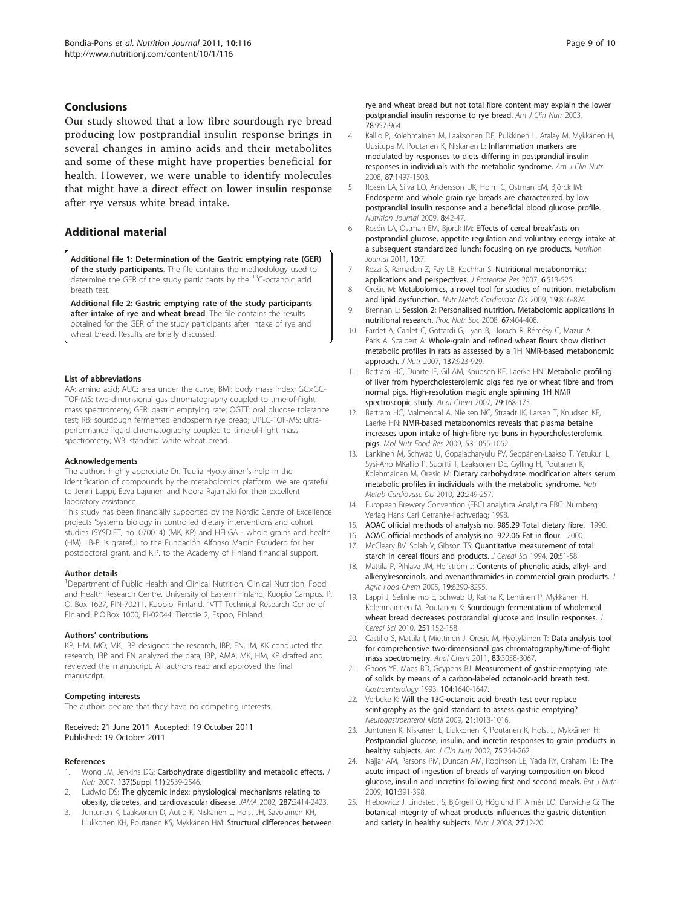## Conclusions

Our study showed that a low fibre sourdough rye bread producing low postprandial insulin response brings in several changes in amino acids and their metabolites and some of these might have properties beneficial for health. However, we were unable to identify molecules that might have a direct effect on lower insulin response after rye versus white bread intake.

## Additional material

**Additional file 1: Determination of the Gastric emptying rate (GER) of the study participants**. The file contains the methodology used to determine the GER of the study participants by the $^{13}$C-octanoic acid breath test.

**Additional file 2: Gastric emptying rate of the study participants after intake of rye and wheat bread**. The file contains the results obtained for the GER of the study participants after intake of rye and wheat bread. Results are briefly discussed.

#### List of abbreviations

AA: amino acid; AUC: area under the curve; BMI: body mass index; GC×GC-TOF-MS: two-dimensional gas chromatography coupled to time-of-flight mass spectrometry; GER: gastric emptying rate; OGTT: oral glucose tolerance test; RB: sourdough fermented endosperm rye bread; UPLC-TOF-MS: ultra-performance liquid chromatography coupled to time-of-flight mass spectrometry; WB: standard white wheat bread.

#### Acknowledgements

The authors highly appreciate Dr. Tuulia Hyötyläinen's help in the identification of compounds by the metabolomics platform. We are grateful to Jenni Lappi, Eeva Lajunen and Noora Rajamäki for their excellent laboratory assistance.

This study has been financially supported by the Nordic Centre of Excellence projects 'Systems biology in controlled dietary interventions and cohort studies (SYSDIET; no. 070014) (MK, KP) and HELGA - whole grains and health (HM). I.B-P. is grateful to the Fundación Alfonso Martín Escudero for her postdoctoral grant, and K.P. to the Academy of Finland financial support.

#### Author details

[1]Department of Public Health and Clinical Nutrition. Clinical Nutrition, Food and Health Research Centre. University of Eastern Finland, Kuopio Campus. P. O. Box 1627, FIN-70211. Kuopio, Finland. [2]VTT Technical Research Centre of Finland. P.O.Box 1000, FI-02044. Tietotie 2, Espoo, Finland.

#### Authors' contributions

KP, HM, MO, MK, IBP designed the research, IBP, EN, IM, KK conducted the research, IBP and EN analyzed the data, IBP, AMA, MK, HM, KP drafted and reviewed the manuscript. All authors read and approved the final manuscript.

#### Competing interests

The authors declare that they have no competing interests.

Received: 21 June 2011 Accepted: 19 October 2011
Published: 19 October 2011

#### References

1. Wong JM, Jenkins DG: Carbohydrate digestibility and metabolic effects. *J Nutr* 2007, 137(Suppl 11):2539-2546.
2. Ludwig DS: The glycemic index: physiological mechanisms relating to obesity, diabetes, and cardiovascular disease. *JAMA* 2002, 287:2414-2423.
3. Juntunen K, Laaksonen D, Autio K, Niskanen L, Holst JH, Savolainen KH, Liukkonen KH, Poutanen KS, Mykkänen HM: Structural differences between rye and wheat bread but not total fibre content may explain the lower postprandial insulin response to rye bread. *Am J Clin Nutr* 2003, 78:957-964.
4. Kallio P, Kolehmainen M, Laaksonen DE, Pulkkinen L, Atalay M, Mykkänen H, Uusitupa M, Poutanen K, Niskanen L: Inflammation markers are modulated by responses to diets differing in postprandial insulin responses in individuals with the metabolic syndrome. *Am J Clin Nutr* 2008, 87:1497-1503.
5. Rosén LA, Silva LO, Andersson UK, Holm C, Ostman EM, Björck IM: Endosperm and whole grain rye breads are characterized by low postprandial insulin response and a beneficial blood glucose profile. *Nutrition Journal* 2009, 8:42-47.
6. Rosén LA, Östman EM, Björck IM: Effects of cereal breakfasts on postprandial glucose, appetite regulation and voluntary energy intake at a subsequent standardized lunch; focusing on rye products. *Nutrition Journal* 2011, 10:7.
7. Rezzi S, Ramadan Z, Fay LB, Kochhar S: Nutritional metabonomics: applications and perspectives. *J Proteome Res* 2007, 6:513-525.
8. Orešic M: Metabolomics, a novel tool for studies of nutrition, metabolism and lipid dysfunction. *Nutr Metab Cardiovasc Dis* 2009, 19:816-824.
9. Brennan L: Session 2: Personalised nutrition. Metabolomic applications in nutritional research. *Proc Nutr Soc* 2008, 67:404-408.
10. Fardet A, Canlet C, Gottardi G, Lyan B, Llorach R, Rémésy C, Mazur A, Paris A, Scalbert A: Whole-grain and refined wheat flours show distinct metabolic profiles in rats as assessed by a 1H NMR-based metabonomic approach. *J Nutr* 2007, 137:923-929.
11. Bertram HC, Duarte IF, Gil AM, Knudsen KE, Laerke HN: Metabolic profiling of liver from hypercholesterolemic pigs fed rye or wheat fibre and from normal pigs. High-resolution magic angle spinning 1H NMR spectroscopic study. *Anal Chem* 2007, 79:168-175.
12. Bertram HC, Malmendal A, Nielsen NC, Straadt IK, Larsen T, Knudsen KE, Laerke HN: NMR-based metabonomics reveals that plasma betaine increases upon intake of high-fibre rye buns in hypercholesterolemic pigs. *Mol Nutr Food Res* 2009, 53:1055-1062.
13. Lankinen M, Schwab U, Gopalacharyulu PV, Seppänen-Laakso T, Yetukuri L, Sysi-Aho MKallio P, Suortti T, Laaksonen DE, Gylling H, Poutanen K, Kolehmainen M, Oresic M: Dietary carbohydrate modification alters serum metabolic profiles in individuals with the metabolic syndrome. *Nutr Metab Cardiovasc Dis* 2010, 20:249-257.
14. European Brewery Convention (EBC) analytica Analytica EBC: Nürnberg: Verlag Hans Carl Getranke-Fachverlag; 1998.
15. AOAC official methods of analysis no. 985.29 Total dietary fibre. 1990.
16. AOAC official methods of analysis no. 922.06 Fat in flour. 2000.
17. McCleary BV, Solah V, Gibson TS: Quantitative measurement of total starch in cereal flours and products. *J Cereal Sci* 1994, 20:51-58.
18. Mattila P, Pihlava JM, Hellström J: Contents of phenolic acids, alkyl- and alkenylresorcinols, and avenanthramides in commercial grain products. *J Agric Food Chem* 2005, 19:8290-8295.
19. Lappi J, Selinheimo E, Schwab U, Katina K, Lehtinen P, Mykkänen H, Kolehmainnen M, Poutanen K: Sourdough fermentation of wholemeal wheat bread decreases postprandial glucose and insulin responses. *J Cereal Sci* 2010, 251:152-158.
20. Castillo S, Mattila I, Miettinen J, Oresic M, Hyötyläinen T: Data analysis tool for comprehensive two-dimensional gas chromatography/time-of-flight mass spectrometry. *Anal Chem* 2011, 83:3058-3067.
21. Ghoos YF, Maes BD, Geypens BJ: Measurement of gastric-emptying rate of solids by means of a carbon-labeled octanoic-acid breath test. *Gastroenterology* 1993, 104:1640-1647.
22. Verbeke K: Will the 13C-octanoic acid breath test ever replace scintigraphy as the gold standard to assess gastric emptying? *Neurogastroenterol Motil* 2009, 21:1013-1016.
23. Juntunen K, Niskanen L, Liukkonen K, Poutanen K, Holst J, Mykkänen H: Postprandial glucose, insulin, and incretin responses to grain products in healthy subjects. *Am J Clin Nutr* 2002, 75:254-262.
24. Najjar AM, Parsons PM, Duncan AM, Robinson LE, Yada RY, Graham TE: The acute impact of ingestion of breads of varying composition on blood glucose, insulin and incretins following first and second meals. *Brit J Nutr* 2009, 101:391-398.
25. Hlebowicz J, Lindstedt S, Björgell O, Höglund P, Almér LO, Darwiche G: The botanical integrity of wheat products influences the gastric distention and satiety in healthy subjects. *Nutr J* 2008, 27:12-20.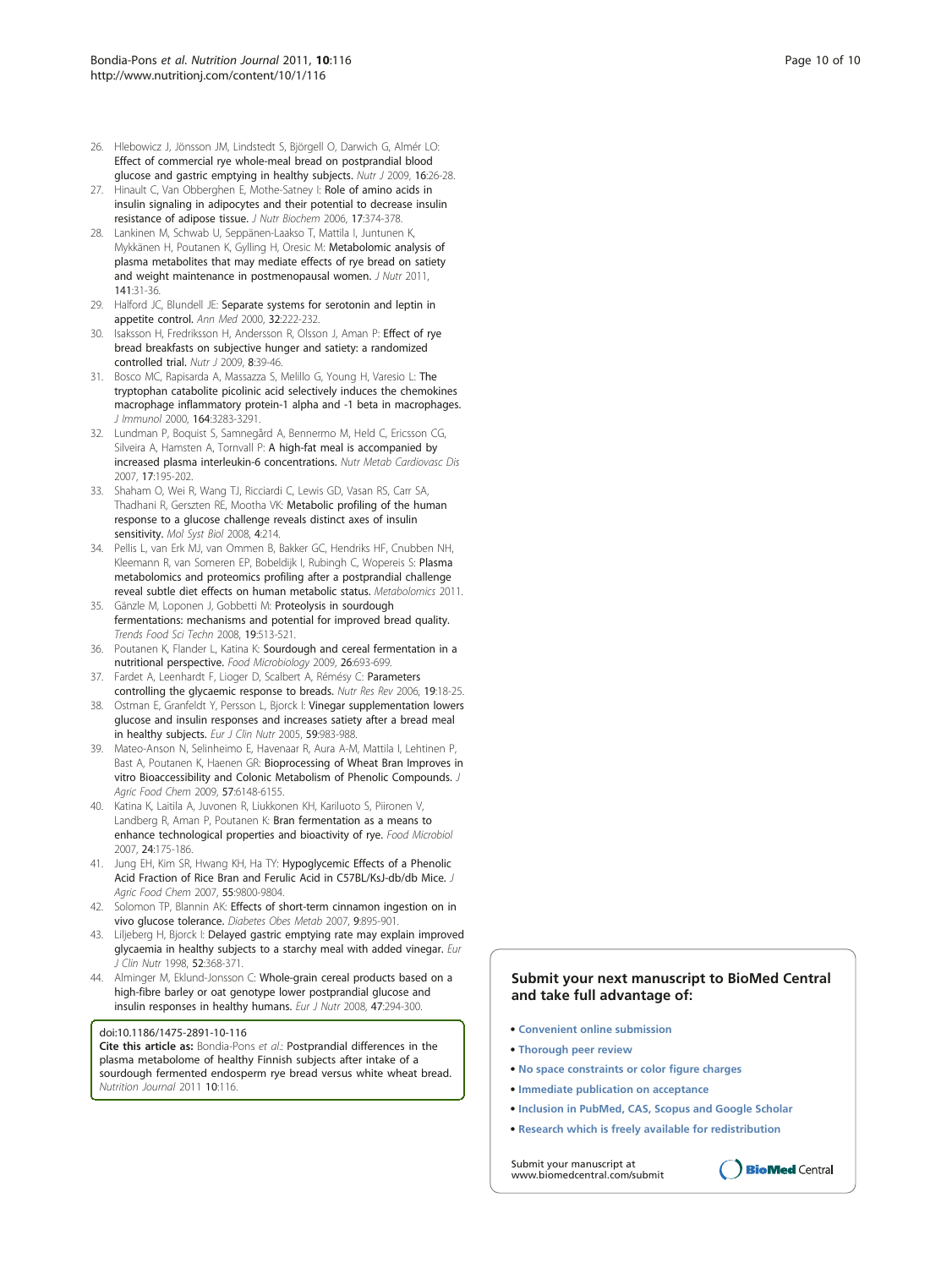26. Hlebowicz J, Jönsson JM, Lindstedt S, Björgell O, Darwich G, Almér LO: **Effect of commercial rye whole-meal bread on postprandial blood glucose and gastric emptying in healthy subjects.** *Nutr J* 2009, **16**:26-28.
27. Hinault C, Van Obberghen E, Mothe-Satney I: **Role of amino acids in insulin signaling in adipocytes and their potential to decrease insulin resistance of adipose tissue.** *J Nutr Biochem* 2006, **17**:374-378.
28. Lankinen M, Schwab U, Seppänen-Laakso T, Mattila I, Juntunen K, Mykkänen H, Poutanen K, Gylling H, Oresic M: **Metabolomic analysis of plasma metabolites that may mediate effects of rye bread on satiety and weight maintenance in postmenopausal women.** *J Nutr* 2011, **141**:31-36.
29. Halford JC, Blundell JE: **Separate systems for serotonin and leptin in appetite control.** *Ann Med* 2000, **32**:222-232.
30. Isaksson H, Fredriksson H, Andersson R, Olsson J, Aman P: **Effect of rye bread breakfasts on subjective hunger and satiety: a randomized controlled trial.** *Nutr J* 2009, **8**:39-46.
31. Bosco MC, Rapisarda A, Massazza S, Melillo G, Young H, Varesio L: **The tryptophan catabolite picolinic acid selectively induces the chemokines macrophage inflammatory protein-1 alpha and -1 beta in macrophages.** *J Immunol* 2000, **164**:3283-3291.
32. Lundman P, Boquist S, Samnegård A, Bennermo M, Held C, Ericsson CG, Silveira A, Hamsten A, Tornvall P: **A high-fat meal is accompanied by increased plasma interleukin-6 concentrations.** *Nutr Metab Cardiovasc Dis* 2007, **17**:195-202.
33. Shaham O, Wei R, Wang TJ, Ricciardi C, Lewis GD, Vasan RS, Carr SA, Thadhani R, Gerszten RE, Mootha VK: **Metabolic profiling of the human response to a glucose challenge reveals distinct axes of insulin sensitivity.** *Mol Syst Biol* 2008, **4**:214.
34. Pellis L, van Erk MJ, van Ommen B, Bakker GC, Hendriks HF, Cnubben NH, Kleemann R, van Someren EP, Bobeldijk I, Rubingh C, Wopereis S: **Plasma metabolomics and proteomics profiling after a postprandial challenge reveal subtle diet effects on human metabolic status.** *Metabolomics* 2011.
35. Gänzle M, Loponen J, Gobbetti M: **Proteolysis in sourdough fermentations: mechanisms and potential for improved bread quality.** *Trends Food Sci Techn* 2008, **19**:513-521.
36. Poutanen K, Flander L, Katina K: **Sourdough and cereal fermentation in a nutritional perspective.** *Food Microbiology* 2009, **26**:693-699.
37. Fardet A, Leenhardt F, Lioger D, Scalbert A, Rémésy C: **Parameters controlling the glycaemic response to breads.** *Nutr Res Rev* 2006, **19**:18-25.
38. Ostman E, Granfeldt Y, Persson L, Bjorck I: **Vinegar supplementation lowers glucose and insulin responses and increases satiety after a bread meal in healthy subjects.** *Eur J Clin Nutr* 2005, **59**:983-988.
39. Mateo-Anson N, Selinheimo E, Havenaar R, Aura A-M, Mattila I, Lehtinen P, Bast A, Poutanen K, Haenen GR: **Bioprocessing of Wheat Bran Improves in vitro Bioaccessibility and Colonic Metabolism of Phenolic Compounds.** *J Agric Food Chem* 2009, **57**:6148-6155.
40. Katina K, Laitila A, Juvonen R, Liukkonen KH, Kariluoto S, Piironen V, Landberg R, Aman P, Poutanen K: **Bran fermentation as a means to enhance technological properties and bioactivity of rye.** *Food Microbiol* 2007, **24**:175-186.
41. Jung EH, Kim SR, Hwang KH, Ha TY: **Hypoglycemic Effects of a Phenolic Acid Fraction of Rice Bran and Ferulic Acid in C57BL/KsJ-db/db Mice.** *J Agric Food Chem* 2007, **55**:9800-9804.
42. Solomon TP, Blannin AK: **Effects of short-term cinnamon ingestion on in vivo glucose tolerance.** *Diabetes Obes Metab* 2007, **9**:895-901.
43. Liljeberg H, Bjorck I: **Delayed gastric emptying rate may explain improved glycaemia in healthy subjects to a starchy meal with added vinegar.** *Eur J Clin Nutr* 1998, **52**:368-371.
44. Alminger M, Eklund-Jonsson C: **Whole-grain cereal products based on a high-fibre barley or oat genotype lower postprandial glucose and insulin responses in healthy humans.** *Eur J Nutr* 2008, **47**:294-300.

doi:10.1186/1475-2891-10-116

**Cite this article as:** Bondia-Pons *et al.*: Postprandial differences in the plasma metabolome of healthy Finnish subjects after intake of a sourdough fermented endosperm rye bread versus white wheat bread. *Nutrition Journal* 2011 **10**:116.

**Submit your next manuscript to BioMed Central and take full advantage of:**

- Convenient online submission
- Thorough peer review
- No space constraints or color figure charges
- Immediate publication on acceptance
- Inclusion in PubMed, CAS, Scopus and Google Scholar
- Research which is freely available for redistribution

Submit your manuscript at
www.biomedcentral.com/submit

BioMed Central